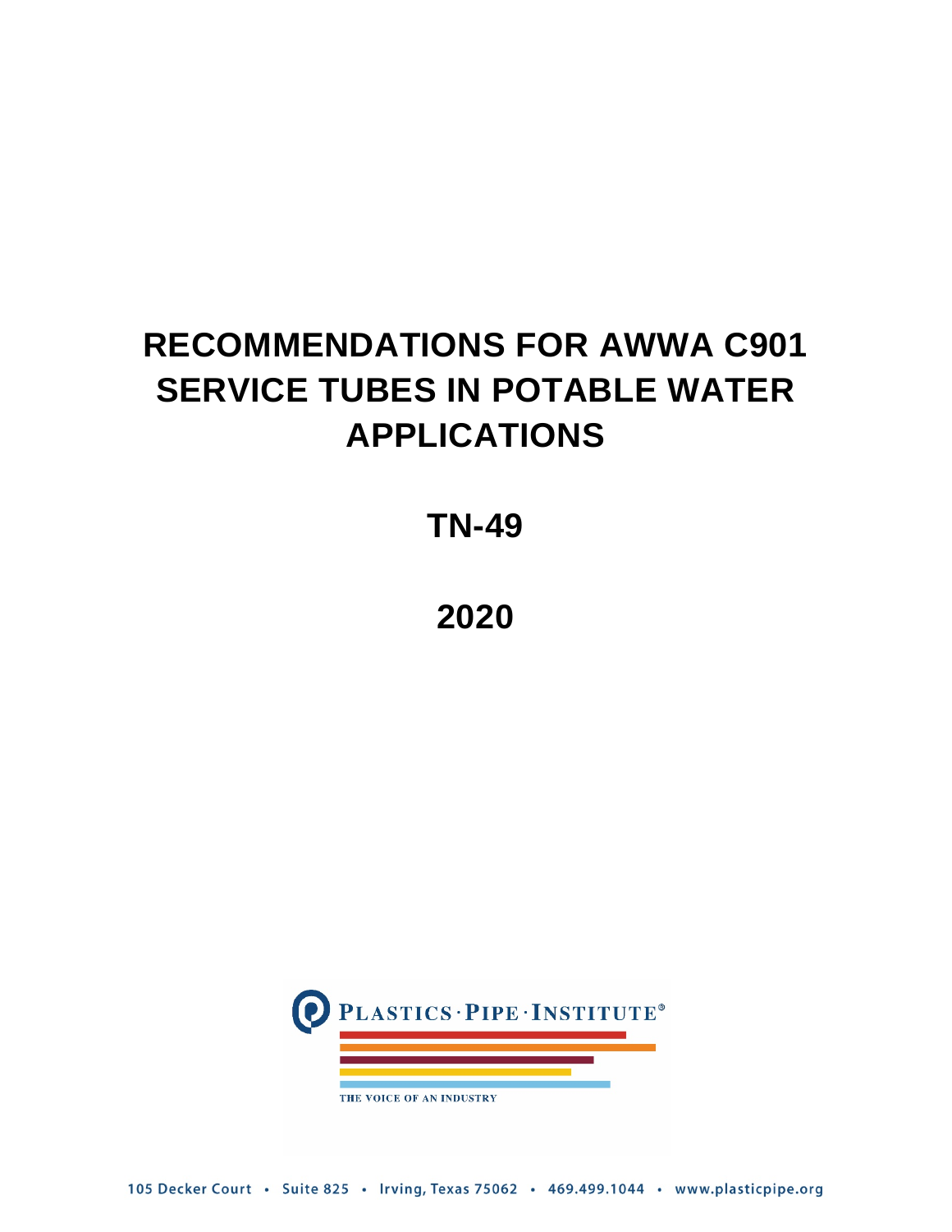# RECOMMENDATIONS FOR AWWA C901 SERVICE TUBES IN POTABLE WATER APPLICATIONS

## TN-49

## 2020

PLASTICS · PIPE · INSTITUTE®

THE VOICE OF AN INDUSTRY

105 Decker Court • Suite 825 • Irving, Texas 75062 • 469.499.1044 • www.plasticpipe.org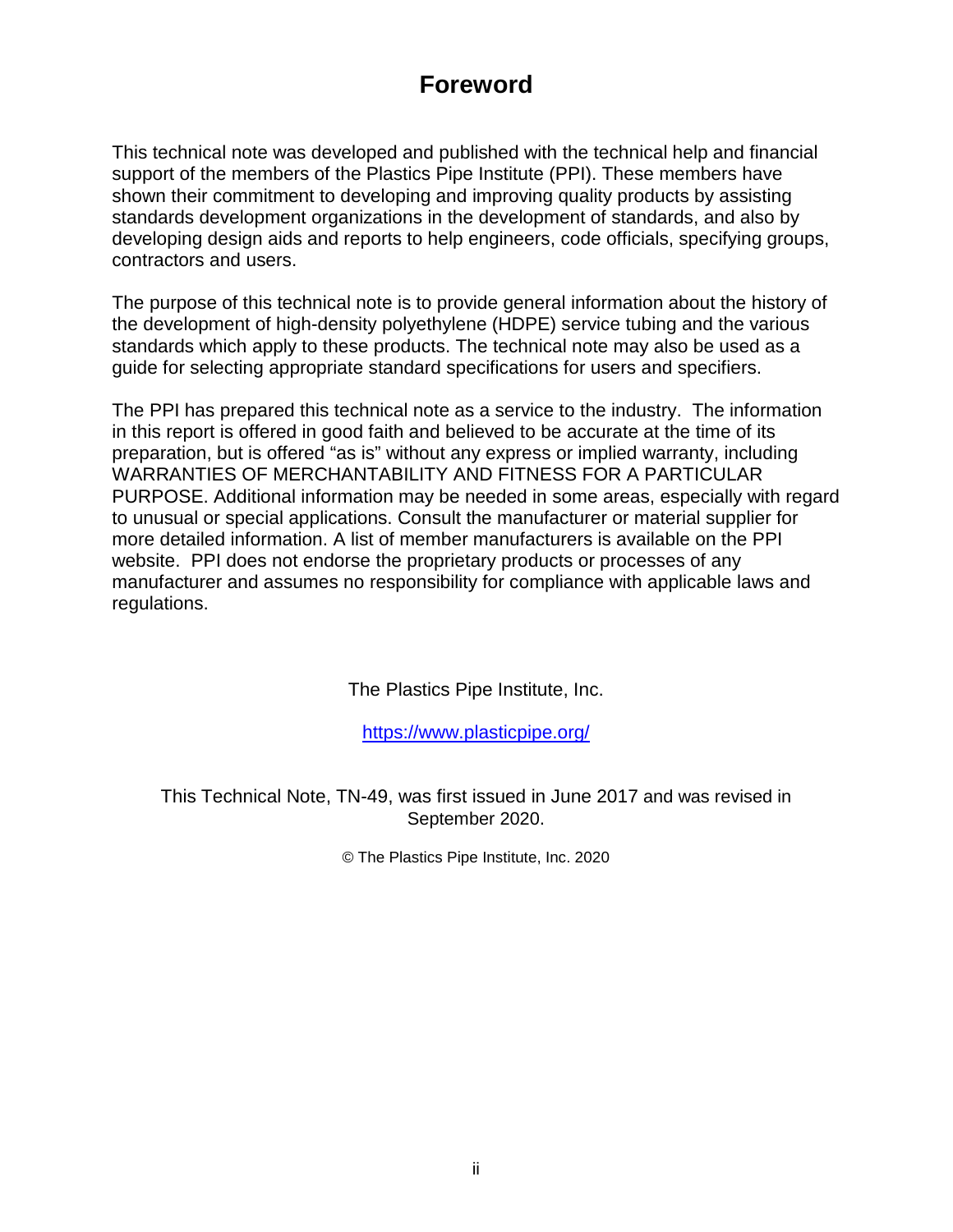# Foreword

This technical note was developed and published with the technical help and financial support of the members of the Plastics Pipe Institute (PPI). These members have shown their commitment to developing and improving quality products by assisting standards development organizations in the development of standards, and also by developing design aids and reports to help engineers, code officials, specifying groups, contractors and users.

The purpose of this technical note is to provide general information about the history of the development of high-density polyethylene (HDPE) service tubing and the various standards which apply to these products. The technical note may also be used as a guide for selecting appropriate standard specifications for users and specifiers.

The PPI has prepared this technical note as a service to the industry. The information in this report is offered in good faith and believed to be accurate at the time of its preparation, but is offered "as is" without any express or implied warranty, including WARRANTIES OF MERCHANTABILITY AND FITNESS FOR A PARTICULAR PURPOSE. Additional information may be needed in some areas, especially with regard to unusual or special applications. Consult the manufacturer or material supplier for more detailed information. A list of member manufacturers is available on the PPI website. PPI does not endorse the proprietary products or processes of any manufacturer and assumes no responsibility for compliance with applicable laws and regulations.

The Plastics Pipe Institute, Inc.

https://www.plasticpipe.org/

This Technical Note, TN-49, was first issued in June 2017 and was revised in September 2020.

© The Plastics Pipe Institute, Inc. 2020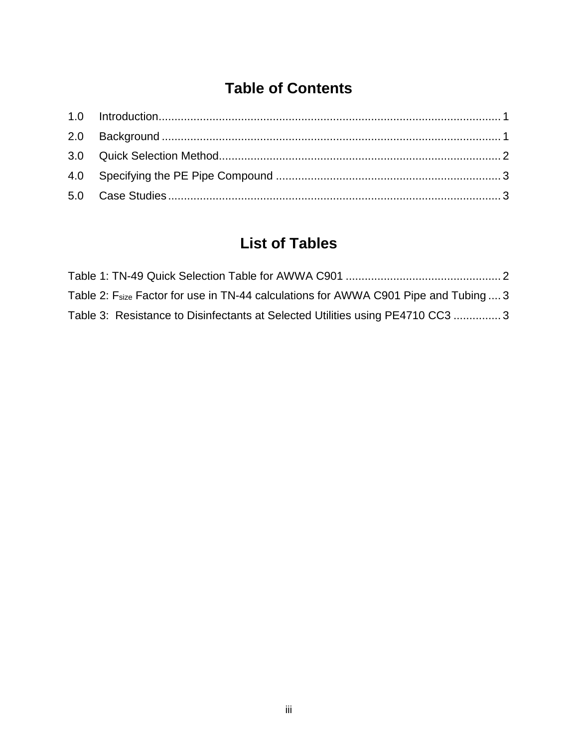# Table of Contents

1.0 Introduction........................................................................................................... 1

2.0 Background .......................................................................................................... 1

3.0 Quick Selection Method........................................................................................ 2

4.0 Specifying the PE Pipe Compound ...................................................................... 3

5.0 Case Studies ........................................................................................................ 3

# List of Tables

Table 1: TN-49 Quick Selection Table for AWWA C901 ................................................. 2

Table 2: $F_{size}$ Factor for use in TN-44 calculations for AWWA C901 Pipe and Tubing .... 3

Table 3: Resistance to Disinfectants at Selected Utilities using PE4710 CC3 ............... 3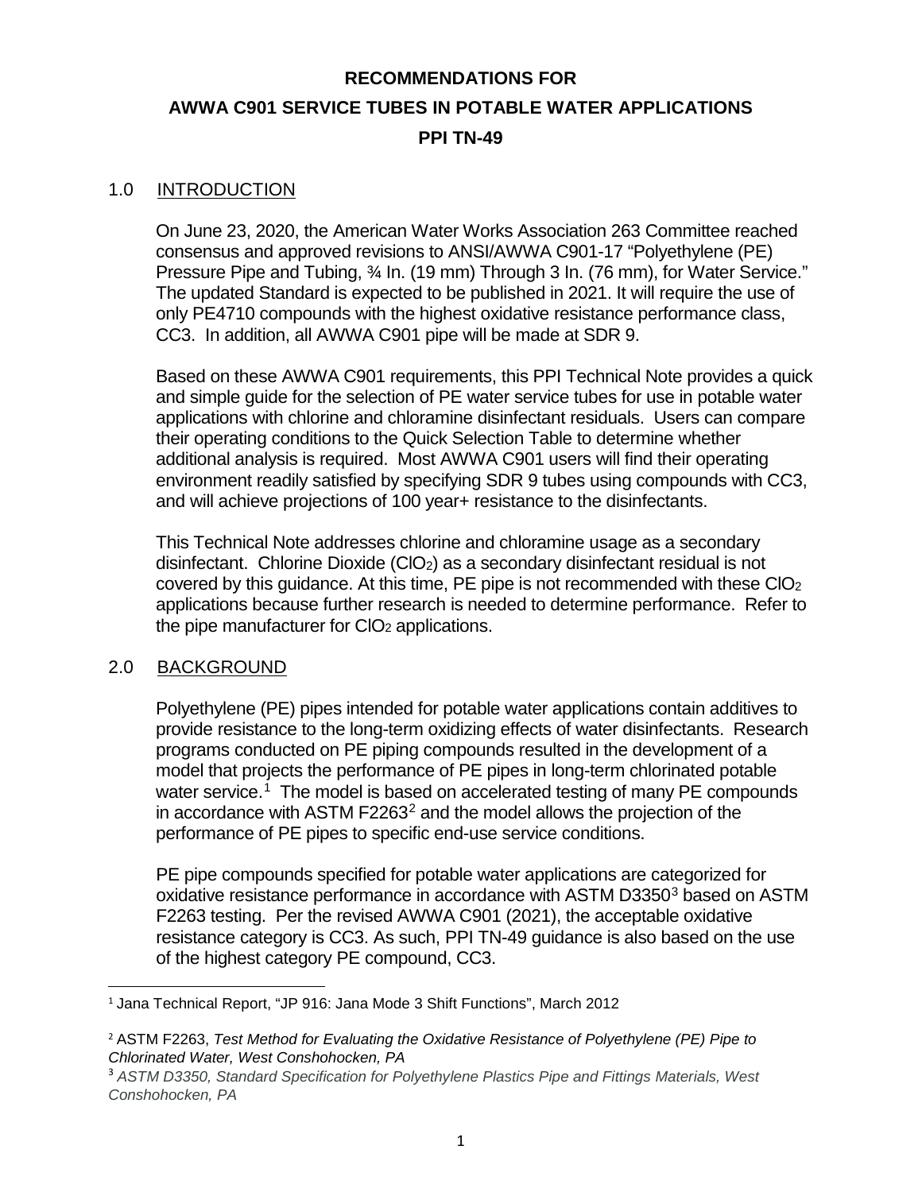# RECOMMENDATIONS FOR

# AWWA C901 SERVICE TUBES IN POTABLE WATER APPLICATIONS

# PPI TN-49

## 1.0 INTRODUCTION

On June 23, 2020, the American Water Works Association 263 Committee reached consensus and approved revisions to ANSI/AWWA C901-17 "Polyethylene (PE) Pressure Pipe and Tubing, ¾ In. (19 mm) Through 3 In. (76 mm), for Water Service." The updated Standard is expected to be published in 2021. It will require the use of only PE4710 compounds with the highest oxidative resistance performance class, CC3. In addition, all AWWA C901 pipe will be made at SDR 9.

Based on these AWWA C901 requirements, this PPI Technical Note provides a quick and simple guide for the selection of PE water service tubes for use in potable water applications with chlorine and chloramine disinfectant residuals. Users can compare their operating conditions to the Quick Selection Table to determine whether additional analysis is required. Most AWWA C901 users will find their operating environment readily satisfied by specifying SDR 9 tubes using compounds with CC3, and will achieve projections of 100 year+ resistance to the disinfectants.

This Technical Note addresses chlorine and chloramine usage as a secondary disinfectant. Chlorine Dioxide ($ClO_2$) as a secondary disinfectant residual is not covered by this guidance. At this time, PE pipe is not recommended with these $ClO_2$ applications because further research is needed to determine performance. Refer to the pipe manufacturer for $ClO_2$ applications.

## 2.0 BACKGROUND

Polyethylene (PE) pipes intended for potable water applications contain additives to provide resistance to the long-term oxidizing effects of water disinfectants. Research programs conducted on PE piping compounds resulted in the development of a model that projects the performance of PE pipes in long-term chlorinated potable water service.[1] The model is based on accelerated testing of many PE compounds in accordance with ASTM F2263[2] and the model allows the projection of the performance of PE pipes to specific end-use service conditions.

PE pipe compounds specified for potable water applications are categorized for oxidative resistance performance in accordance with ASTM D3350[3] based on ASTM F2263 testing. Per the revised AWWA C901 (2021), the acceptable oxidative resistance category is CC3. As such, PPI TN-49 guidance is also based on the use of the highest category PE compound, CC3.

---

[1] Jana Technical Report, "JP 916: Jana Mode 3 Shift Functions", March 2012

[2] ASTM F2263, *Test Method for Evaluating the Oxidative Resistance of Polyethylene (PE) Pipe to Chlorinated Water, West Conshohocken, PA*

[3] *ASTM D3350, Standard Specification for Polyethylene Plastics Pipe and Fittings Materials, West Conshohocken, PA*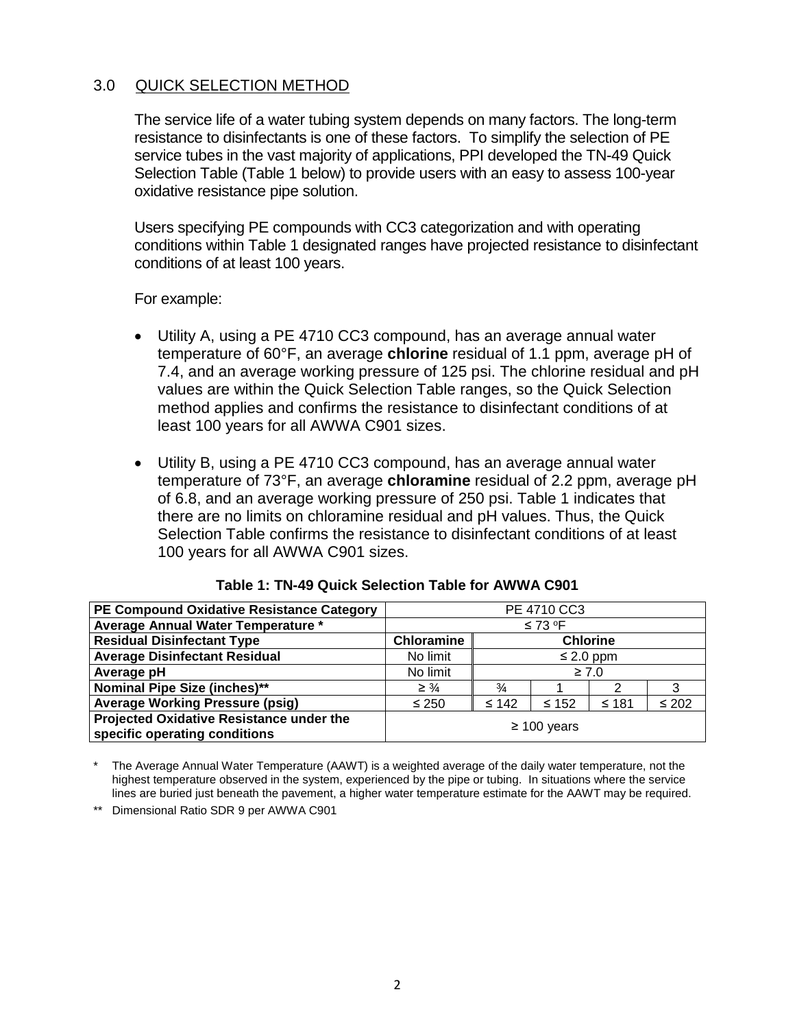## 3.0 QUICK SELECTION METHOD

The service life of a water tubing system depends on many factors. The long-term resistance to disinfectants is one of these factors. To simplify the selection of PE service tubes in the vast majority of applications, PPI developed the TN-49 Quick Selection Table (Table 1 below) to provide users with an easy to assess 100-year oxidative resistance pipe solution.

Users specifying PE compounds with CC3 categorization and with operating conditions within Table 1 designated ranges have projected resistance to disinfectant conditions of at least 100 years.

For example:

- Utility A, using a PE 4710 CC3 compound, has an average annual water temperature of 60°F, an average **chlorine** residual of 1.1 ppm, average pH of 7.4, and an average working pressure of 125 psi. The chlorine residual and pH values are within the Quick Selection Table ranges, so the Quick Selection method applies and confirms the resistance to disinfectant conditions of at least 100 years for all AWWA C901 sizes.
- Utility B, using a PE 4710 CC3 compound, has an average annual water temperature of 73°F, an average **chloramine** residual of 2.2 ppm, average pH of 6.8, and an average working pressure of 250 psi. Table 1 indicates that there are no limits on chloramine residual and pH values. Thus, the Quick Selection Table confirms the resistance to disinfectant conditions of at least 100 years for all AWWA C901 sizes.

**Table 1: TN-49 Quick Selection Table for AWWA C901**

| **PE Compound Oxidative Resistance Category** | PE 4710 CC3 | | | | |
|---|---|---|---|---|---|
| **Average Annual Water Temperature \*** | ≤ 73 °F | | | | |
| **Residual Disinfectant Type** | **Chloramine** | **Chlorine** | | | |
| **Average Disinfectant Residual** | No limit | ≤ 2.0 ppm | | | |
| **Average pH** | No limit | ≥ 7.0 | | | |
| **Nominal Pipe Size (inches)\*\*** | ≥ ¾ | ¾ | 1 | 2 | 3 |
| **Average Working Pressure (psig)** | ≤ 250 | ≤ 142 | ≤ 152 | ≤ 181 | ≤ 202 |
| **Projected Oxidative Resistance under the specific operating conditions** | ≥ 100 years | | | | |

\* The Average Annual Water Temperature (AAWT) is a weighted average of the daily water temperature, not the highest temperature observed in the system, experienced by the pipe or tubing. In situations where the service lines are buried just beneath the pavement, a higher water temperature estimate for the AAWT may be required.

\*\* Dimensional Ratio SDR 9 per AWWA C901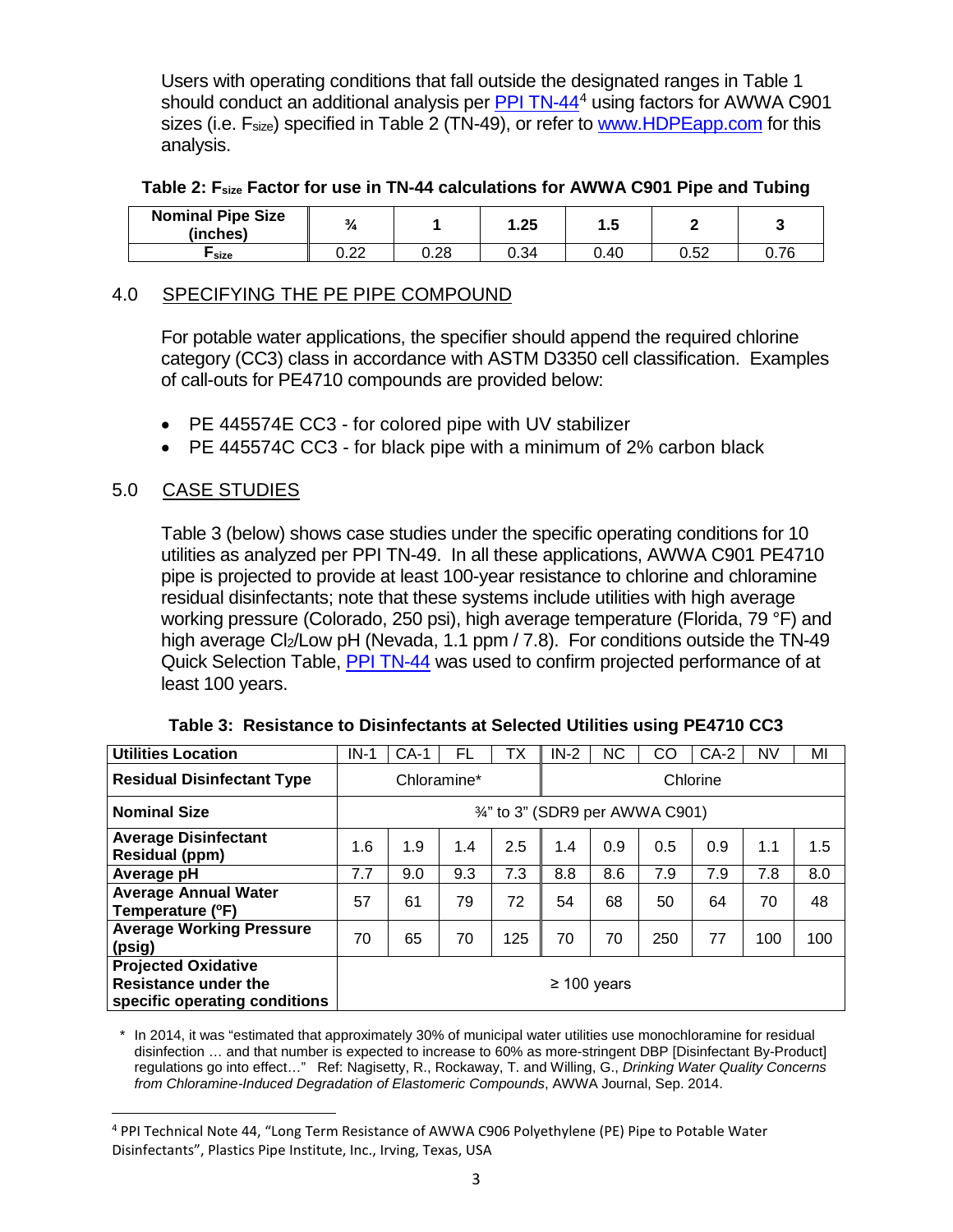Users with operating conditions that fall outside the designated ranges in Table 1 should conduct an additional analysis per PPI TN-44[4] using factors for AWWA C901 sizes (i.e. $F_{size}$) specified in Table 2 (TN-49), or refer to www.HDPEapp.com for this analysis.

**Table 2: $F_{size}$ Factor for use in TN-44 calculations for AWWA C901 Pipe and Tubing**

| Nominal Pipe Size (inches) | ¾ | 1 | 1.25 | 1.5 | 2 | 3 |
|---|---|---|---|---|---|---|
| $F_{size}$ | 0.22 | 0.28 | 0.34 | 0.40 | 0.52 | 0.76 |

## 4.0 SPECIFYING THE PE PIPE COMPOUND

For potable water applications, the specifier should append the required chlorine category (CC3) class in accordance with ASTM D3350 cell classification. Examples of call-outs for PE4710 compounds are provided below:

- PE 445574E CC3 - for colored pipe with UV stabilizer
- PE 445574C CC3 - for black pipe with a minimum of 2% carbon black

## 5.0 CASE STUDIES

Table 3 (below) shows case studies under the specific operating conditions for 10 utilities as analyzed per PPI TN-49. In all these applications, AWWA C901 PE4710 pipe is projected to provide at least 100-year resistance to chlorine and chloramine residual disinfectants; note that these systems include utilities with high average working pressure (Colorado, 250 psi), high average temperature (Florida, 79 °F) and high average $Cl_2$/Low pH (Nevada, 1.1 ppm / 7.8). For conditions outside the TN-49 Quick Selection Table, PPI TN-44 was used to confirm projected performance of at least 100 years.

**Table 3: Resistance to Disinfectants at Selected Utilities using PE4710 CC3**

| Utilities Location | IN-1 | CA-1 | FL | TX | IN-2 | NC | CO | CA-2 | NV | MI |
|---|---|---|---|---|---|---|---|---|---|---|
| Residual Disinfectant Type | Chloramine* | | | | Chlorine | | | | | |
| Nominal Size | ¾" to 3" (SDR9 per AWWA C901) | | | | | | | | | |
| Average Disinfectant Residual (ppm) | 1.6 | 1.9 | 1.4 | 2.5 | 1.4 | 0.9 | 0.5 | 0.9 | 1.1 | 1.5 |
| Average pH | 7.7 | 9.0 | 9.3 | 7.3 | 8.8 | 8.6 | 7.9 | 7.9 | 7.8 | 8.0 |
| Average Annual Water Temperature (ºF) | 57 | 61 | 79 | 72 | 54 | 68 | 50 | 64 | 70 | 48 |
| Average Working Pressure (psig) | 70 | 65 | 70 | 125 | 70 | 70 | 250 | 77 | 100 | 100 |
| Projected Oxidative Resistance under the specific operating conditions | ≥ 100 years | | | | | | | | | |

\* In 2014, it was "estimated that approximately 30% of municipal water utilities use monochloramine for residual disinfection … and that number is expected to increase to 60% as more-stringent DBP [Disinfectant By-Product] regulations go into effect…" Ref: Nagisetty, R., Rockaway, T. and Willing, G., *Drinking Water Quality Concerns from Chloramine-Induced Degradation of Elastomeric Compounds*, AWWA Journal, Sep. 2014.

[4] PPI Technical Note 44, "Long Term Resistance of AWWA C906 Polyethylene (PE) Pipe to Potable Water Disinfectants", Plastics Pipe Institute, Inc., Irving, Texas, USA